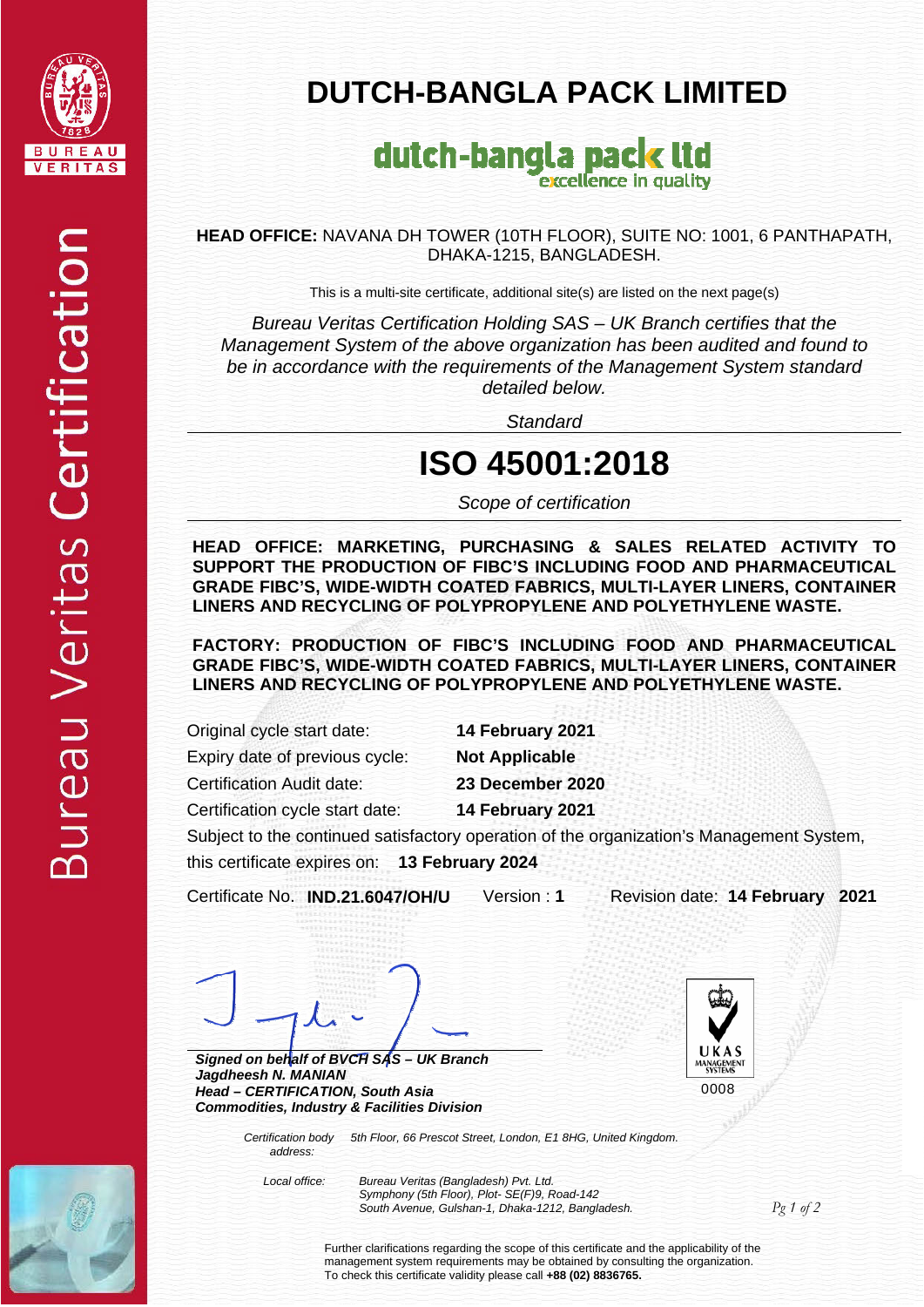Bureau Veritas Certification

# DUTCH-BANGLA PACK LIMITED

dutch-bangla pack ltd
excellence in quality

**HEAD OFFICE:** NAVANA DH TOWER (10TH FLOOR), SUITE NO: 1001, 6 PANTHAPATH, DHAKA-1215, BANGLADESH.

This is a multi-site certificate, additional site(s) are listed on the next page(s)

*Bureau Veritas Certification Holding SAS – UK Branch certifies that the Management System of the above organization has been audited and found to be in accordance with the requirements of the Management System standard detailed below.*

*Standard*

# ISO 45001:2018

*Scope of certification*

**HEAD OFFICE: MARKETING, PURCHASING & SALES RELATED ACTIVITY TO SUPPORT THE PRODUCTION OF FIBC'S INCLUDING FOOD AND PHARMACEUTICAL GRADE FIBC'S, WIDE-WIDTH COATED FABRICS, MULTI-LAYER LINERS, CONTAINER LINERS AND RECYCLING OF POLYPROPYLENE AND POLYETHYLENE WASTE.**

**FACTORY: PRODUCTION OF FIBC'S INCLUDING FOOD AND PHARMACEUTICAL GRADE FIBC'S, WIDE-WIDTH COATED FABRICS, MULTI-LAYER LINERS, CONTAINER LINERS AND RECYCLING OF POLYPROPYLENE AND POLYETHYLENE WASTE.**

Original cycle start date: **14 February 2021**
Expiry date of previous cycle: **Not Applicable**
Certification Audit date: **23 December 2020**
Certification cycle start date: **14 February 2021**

Subject to the continued satisfactory operation of the organization's Management System, this certificate expires on: **13 February 2024**

Certificate No. **IND.21.6047/OH/U** Version : **1** Revision date: **14 February 2021**

***Signed on behalf of BVCH SAS – UK Branch***
***Jagdheesh N. MANIAN***
***Head – CERTIFICATION, South Asia***
***Commodities, Industry & Facilities Division***

UKAS MANAGEMENT SYSTEMS
0008

*Certification body address:* *5th Floor, 66 Prescot Street, London, E1 8HG, United Kingdom.*

*Local office:* *Bureau Veritas (Bangladesh) Pvt. Ltd.*
*Symphony (5th Floor), Plot- SE(F)9, Road-142*
*South Avenue, Gulshan-1, Dhaka-1212, Bangladesh.*

Further clarifications regarding the scope of this certificate and the applicability of the management system requirements may be obtained by consulting the organization.
To check this certificate validity please call **+88 (02) 8836765.**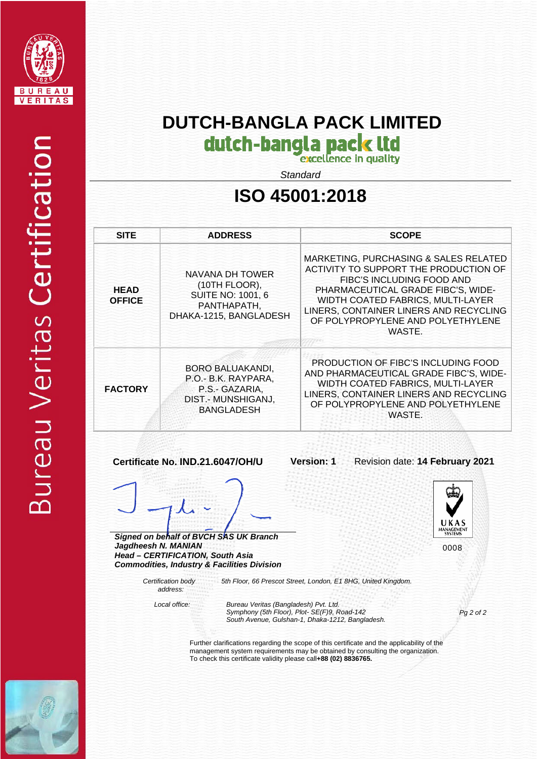# DUTCH-BANGLA PACK LIMITED

dutch-bangla pack ltd
excellence in quality

*Standard*

## ISO 45001:2018

| SITE | ADDRESS | SCOPE |
|---|---|---|
| **HEAD OFFICE** | NAVANA DH TOWER (10TH FLOOR), SUITE NO: 1001, 6 PANTHAPATH, DHAKA-1215, BANGLADESH | MARKETING, PURCHASING & SALES RELATED ACTIVITY TO SUPPORT THE PRODUCTION OF FIBC'S INCLUDING FOOD AND PHARMACEUTICAL GRADE FIBC'S, WIDE-WIDTH COATED FABRICS, MULTI-LAYER LINERS, CONTAINER LINERS AND RECYCLING OF POLYPROPYLENE AND POLYETHYLENE WASTE. |
| **FACTORY** | BORO BALUAKANDI, P.O.- B.K. RAYPARA, P.S.- GAZARIA, DIST.- MUNSHIGANJ, BANGLADESH | PRODUCTION OF FIBC'S INCLUDING FOOD AND PHARMACEUTICAL GRADE FIBC'S, WIDE-WIDTH COATED FABRICS, MULTI-LAYER LINERS, CONTAINER LINERS AND RECYCLING OF POLYPROPYLENE AND POLYETHYLENE WASTE. |

**Certificate No. IND.21.6047/OH/U** **Version: 1** Revision date: **14 February 2021**

***Signed on behalf of BVCH SAS UK Branch***
***Jagdheesh N. MANIAN***
***Head – CERTIFICATION, South Asia***
***Commodities, Industry & Facilities Division***

UKAS MANAGEMENT SYSTEMS
0008

*Certification body address:* *5th Floor, 66 Prescot Street, London, E1 8HG, United Kingdom.*

*Local office:* *Bureau Veritas (Bangladesh) Pvt. Ltd.*
*Symphony (5th Floor), Plot- SE(F)9, Road-142*
*South Avenue, Gulshan-1, Dhaka-1212, Bangladesh.*

Further clarifications regarding the scope of this certificate and the applicability of the management system requirements may be obtained by consulting the organization.
To check this certificate validity please call **+88 (02) 8836765.**